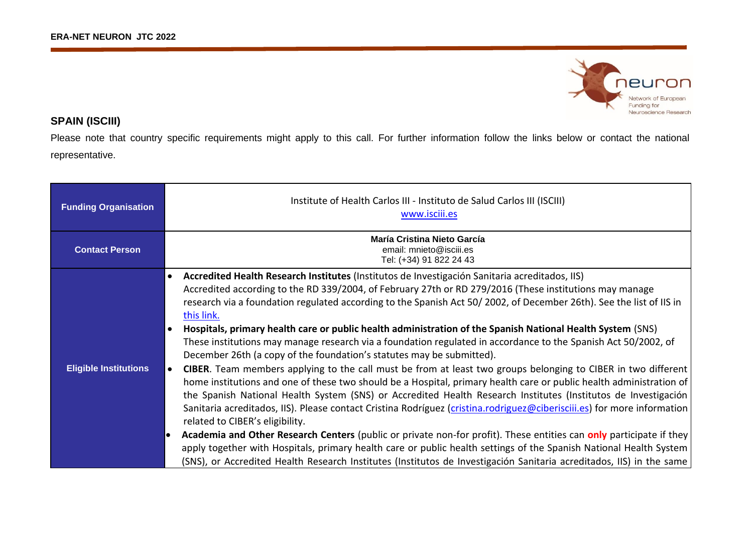# SPAIN (ISCIII)

Please note that country specific requirements might apply to this call. For further information follow the links below or contact the national representative.

| | |
|---|---|
| **Funding Organisation** | Institute of Health Carlos III - Instituto de Salud Carlos III (ISCIII)<br>www.isciii.es |
| **Contact Person** | **María Cristina Nieto García**<br>email: mnieto@isciii.es<br>Tel: (+34) 91 822 24 43 |
| **Eligible Institutions** | • **Accredited Health Research Institutes** (Institutos de Investigación Sanitaria acreditados, IIS) Accredited according to the RD 339/2004, of February 27th or RD 279/2016 (These institutions may manage research via a foundation regulated according to the Spanish Act 50/ 2002, of December 26th). See the list of IIS in this link.<br>• **Hospitals, primary health care or public health administration of the Spanish National Health System** (SNS) These institutions may manage research via a foundation regulated in accordance to the Spanish Act 50/2002, of December 26th (a copy of the foundation's statutes may be submitted).<br>• **CIBER**. Team members applying to the call must be from at least two groups belonging to CIBER in two different home institutions and one of these two should be a Hospital, primary health care or public health administration of the Spanish National Health System (SNS) or Accredited Health Research Institutes (Institutos de Investigación Sanitaria acreditados, IIS). Please contact Cristina Rodríguez (cristina.rodriguez@ciberisciii.es) for more information related to CIBER's eligibility.<br>• **Academia and Other Research Centers** (public or private non-for profit). These entities can **only** participate if they apply together with Hospitals, primary health care or public health settings of the Spanish National Health System (SNS), or Accredited Health Research Institutes (Institutos de Investigación Sanitaria acreditados, IIS) in the same |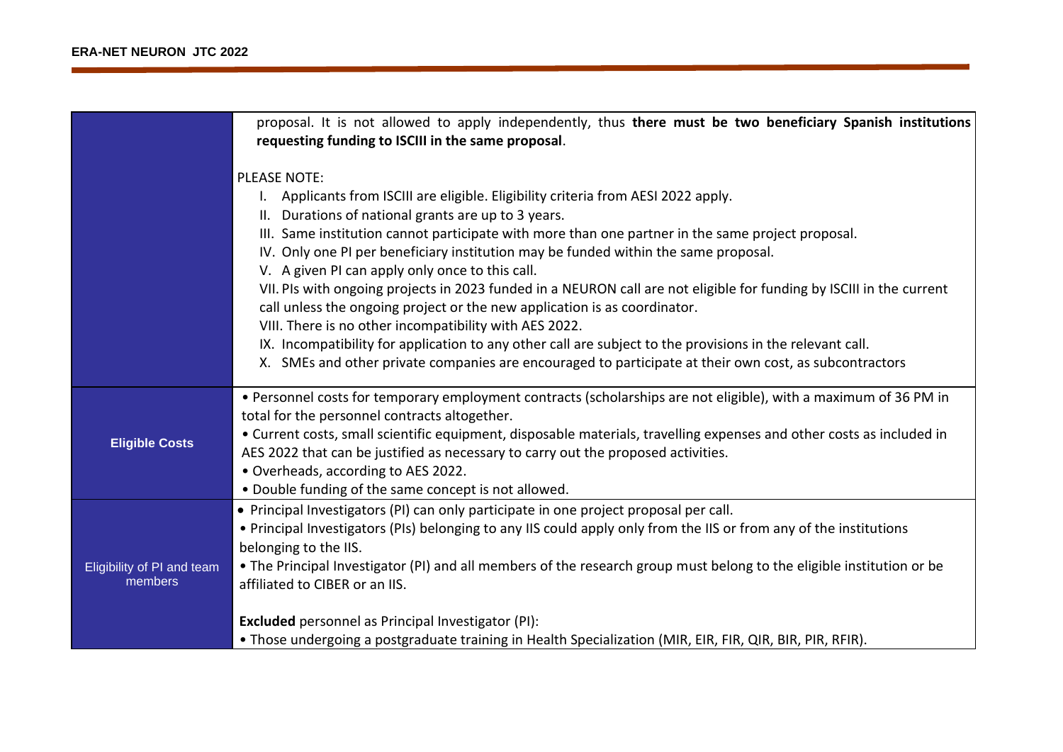| | |
|---|---|
| | proposal. It is not allowed to apply independently, thus **there must be two beneficiary Spanish institutions requesting funding to ISCIII in the same proposal**.<br><br>PLEASE NOTE:<br>I. Applicants from ISCIII are eligible. Eligibility criteria from AESI 2022 apply.<br>II. Durations of national grants are up to 3 years.<br>III. Same institution cannot participate with more than one partner in the same project proposal.<br>IV. Only one PI per beneficiary institution may be funded within the same proposal.<br>V. A given PI can apply only once to this call.<br>VII. PIs with ongoing projects in 2023 funded in a NEURON call are not eligible for funding by ISCIII in the current call unless the ongoing project or the new application is as coordinator.<br>VIII. There is no other incompatibility with AES 2022.<br>IX. Incompatibility for application to any other call are subject to the provisions in the relevant call.<br>X. SMEs and other private companies are encouraged to participate at their own cost, as subcontractors |
| **Eligible Costs** | • Personnel costs for temporary employment contracts (scholarships are not eligible), with a maximum of 36 PM in total for the personnel contracts altogether.<br>• Current costs, small scientific equipment, disposable materials, travelling expenses and other costs as included in AES 2022 that can be justified as necessary to carry out the proposed activities.<br>• Overheads, according to AES 2022.<br>• Double funding of the same concept is not allowed. |
| Eligibility of PI and team members | • Principal Investigators (PI) can only participate in one project proposal per call.<br>• Principal Investigators (PIs) belonging to any IIS could apply only from the IIS or from any of the institutions belonging to the IIS.<br>• The Principal Investigator (PI) and all members of the research group must belong to the eligible institution or be affiliated to CIBER or an IIS.<br><br>**Excluded** personnel as Principal Investigator (PI):<br>• Those undergoing a postgraduate training in Health Specialization (MIR, EIR, FIR, QIR, BIR, PIR, RFIR). |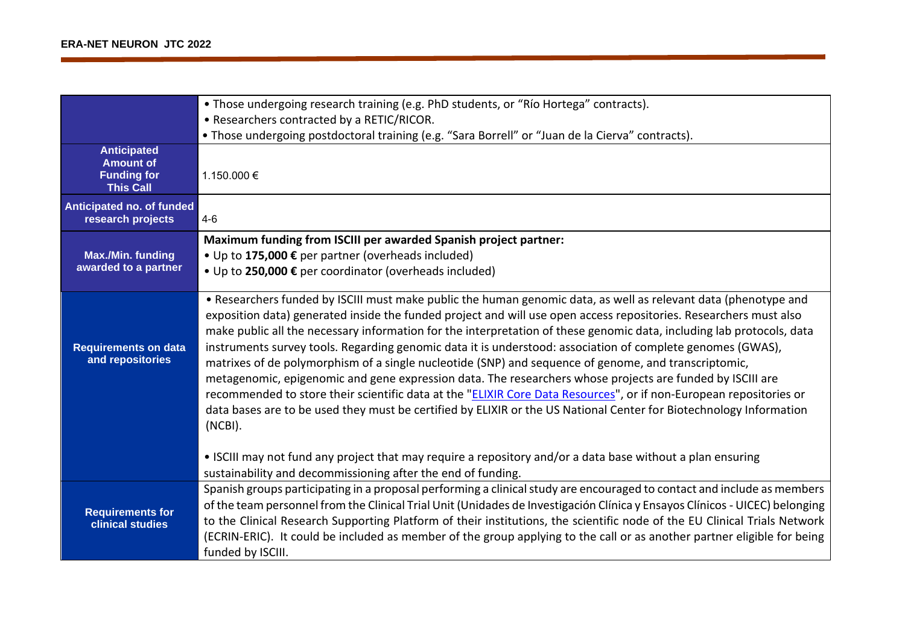| | |
|---|---|
| | • Those undergoing research training (e.g. PhD students, or “Río Hortega” contracts).<br>• Researchers contracted by a RETIC/RICOR.<br>• Those undergoing postdoctoral training (e.g. “Sara Borrell” or “Juan de la Cierva” contracts). |
| **Anticipated Amount of Funding for This Call** | 1.150.000 € |
| **Anticipated no. of funded research projects** | 4-6 |
| **Max./Min. funding awarded to a partner** | **Maximum funding from ISCIII per awarded Spanish project partner:**<br>• Up to **175,000 €** per partner (overheads included)<br>• Up to **250,000 €** per coordinator (overheads included) |
| **Requirements on data and repositories** | • Researchers funded by ISCIII must make public the human genomic data, as well as relevant data (phenotype and exposition data) generated inside the funded project and will use open access repositories. Researchers must also make public all the necessary information for the interpretation of these genomic data, including lab protocols, data instruments survey tools. Regarding genomic data it is understood: association of complete genomes (GWAS), matrixes of de polymorphism of a single nucleotide (SNP) and sequence of genome, and transcriptomic, metagenomic, epigenomic and gene expression data. The researchers whose projects are funded by ISCIII are recommended to store their scientific data at the "ELIXIR Core Data Resources", or if non-European repositories or data bases are to be used they must be certified by ELIXIR or the US National Center for Biotechnology Information (NCBI).<br><br>• ISCIII may not fund any project that may require a repository and/or a data base without a plan ensuring sustainability and decommissioning after the end of funding. |
| **Requirements for clinical studies** | Spanish groups participating in a proposal performing a clinical study are encouraged to contact and include as members of the team personnel from the Clinical Trial Unit (Unidades de Investigación Clínica y Ensayos Clínicos - UICEC) belonging to the Clinical Research Supporting Platform of their institutions, the scientific node of the EU Clinical Trials Network (ECRIN-ERIC). It could be included as member of the group applying to the call or as another partner eligible for being funded by ISCIII. |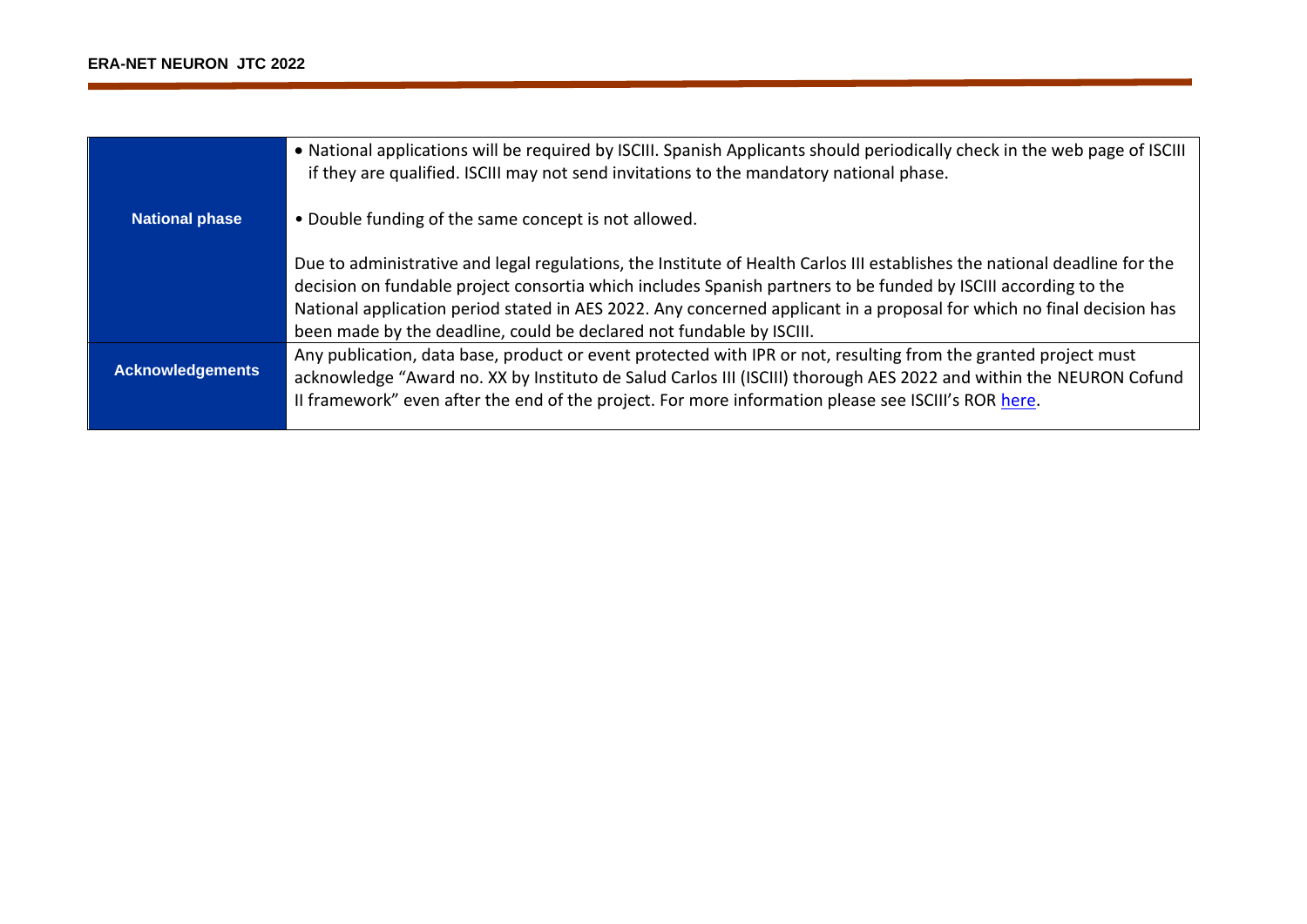| | |
|---|---|
| **National phase** | • National applications will be required by ISCIII. Spanish Applicants should periodically check in the web page of ISCIII if they are qualified. ISCIII may not send invitations to the mandatory national phase.<br><br>• Double funding of the same concept is not allowed.<br><br>Due to administrative and legal regulations, the Institute of Health Carlos III establishes the national deadline for the decision on fundable project consortia which includes Spanish partners to be funded by ISCIII according to the National application period stated in AES 2022. Any concerned applicant in a proposal for which no final decision has been made by the deadline, could be declared not fundable by ISCIII. |
| **Acknowledgements** | Any publication, data base, product or event protected with IPR or not, resulting from the granted project must acknowledge "Award no. XX by Instituto de Salud Carlos III (ISCIII) thorough AES 2022 and within the NEURON Cofund II framework" even after the end of the project. For more information please see ISCIII's ROR here. |